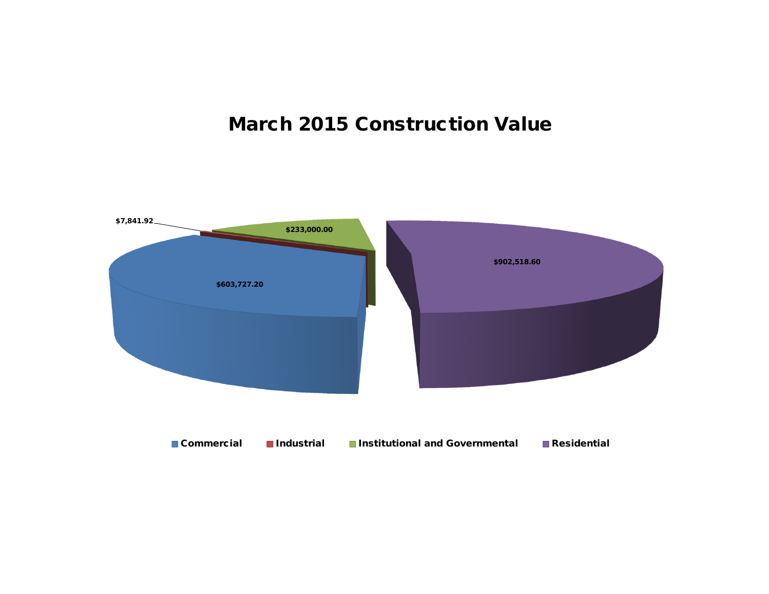# March 2015 Construction Value

$7,841.92

$233,000.00

$902,518.60

$603,727.20

Commercial | Industrial | Institutional and Governmental | Residential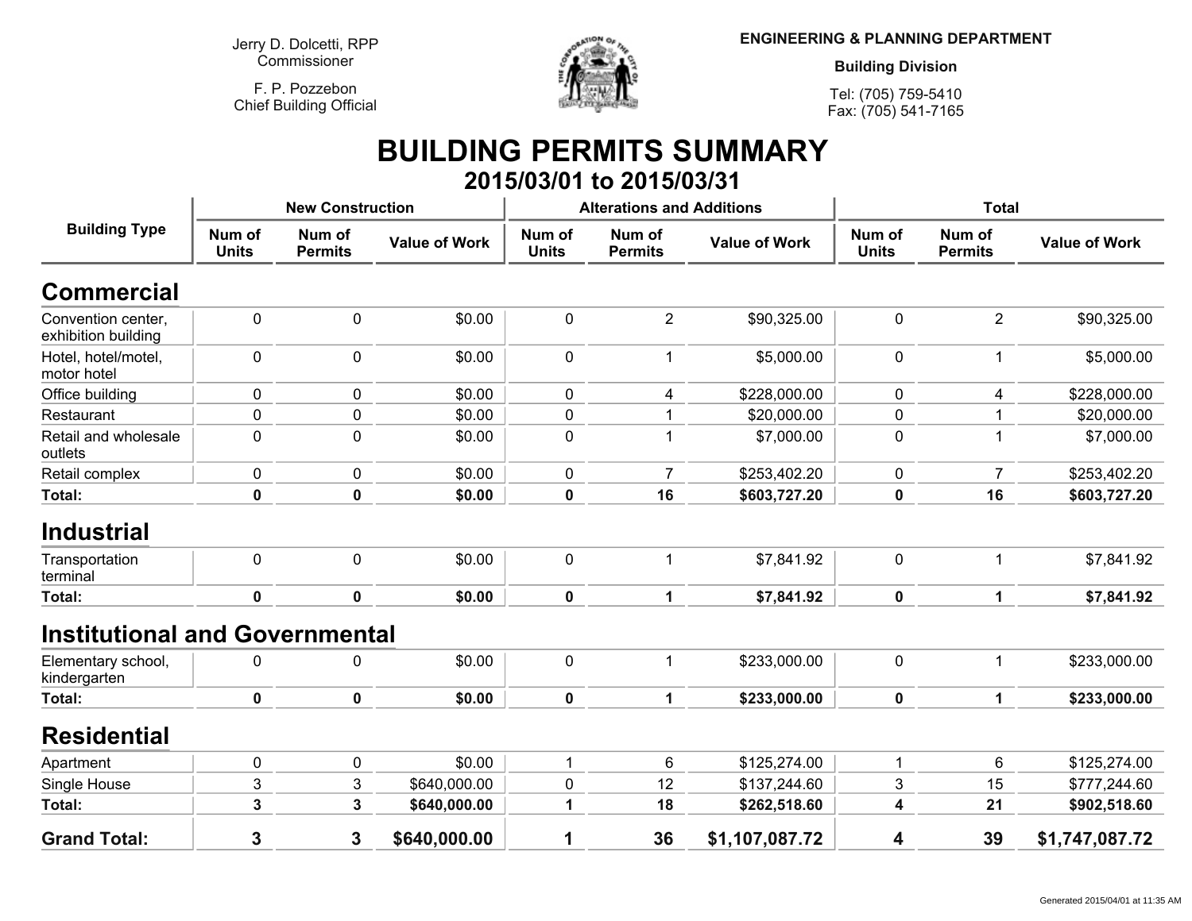Jerry D. Dolcetti, RPP
Commissioner

F. P. Pozzebon
Chief Building Official

**ENGINEERING & PLANNING DEPARTMENT**

**Building Division**

Tel: (705) 759-5410
Fax: (705) 541-7165

# BUILDING PERMITS SUMMARY

## 2015/03/01 to 2015/03/31

| Building Type | New Construction | | | Alterations and Additions | | | Total | | |
|---|---|---|---|---|---|---|---|---|---|
| | Num of Units | Num of Permits | Value of Work | Num of Units | Num of Permits | Value of Work | Num of Units | Num of Permits | Value of Work |
| **Commercial** | | | | | | | | | |
| Convention center, exhibition building | 0 | 0 | $0.00 | 0 | 2 | $90,325.00 | 0 | 2 | $90,325.00 |
| Hotel, hotel/motel, motor hotel | 0 | 0 | $0.00 | 0 | 1 | $5,000.00 | 0 | 1 | $5,000.00 |
| Office building | 0 | 0 | $0.00 | 0 | 4 | $228,000.00 | 0 | 4 | $228,000.00 |
| Restaurant | 0 | 0 | $0.00 | 0 | 1 | $20,000.00 | 0 | 1 | $20,000.00 |
| Retail and wholesale outlets | 0 | 0 | $0.00 | 0 | 1 | $7,000.00 | 0 | 1 | $7,000.00 |
| Retail complex | 0 | 0 | $0.00 | 0 | 7 | $253,402.20 | 0 | 7 | $253,402.20 |
| **Total:** | **0** | **0** | **$0.00** | **0** | **16** | **$603,727.20** | **0** | **16** | **$603,727.20** |
| **Industrial** | | | | | | | | | |
| Transportation terminal | 0 | 0 | $0.00 | 0 | 1 | $7,841.92 | 0 | 1 | $7,841.92 |
| **Total:** | **0** | **0** | **$0.00** | **0** | **1** | **$7,841.92** | **0** | **1** | **$7,841.92** |
| **Institutional and Governmental** | | | | | | | | | |
| Elementary school, kindergarten | 0 | 0 | $0.00 | 0 | 1 | $233,000.00 | 0 | 1 | $233,000.00 |
| **Total:** | **0** | **0** | **$0.00** | **0** | **1** | **$233,000.00** | **0** | **1** | **$233,000.00** |
| **Residential** | | | | | | | | | |
| Apartment | 0 | 0 | $0.00 | 1 | 6 | $125,274.00 | 1 | 6 | $125,274.00 |
| Single House | 3 | 3 | $640,000.00 | 0 | 12 | $137,244.60 | 3 | 15 | $777,244.60 |
| **Total:** | **3** | **3** | **$640,000.00** | **1** | **18** | **$262,518.60** | **4** | **21** | **$902,518.60** |
| **Grand Total:** | **3** | **3** | **$640,000.00** | **1** | **36** | **$1,107,087.72** | **4** | **39** | **$1,747,087.72** |

Generated 2015/04/01 at 11:35 AM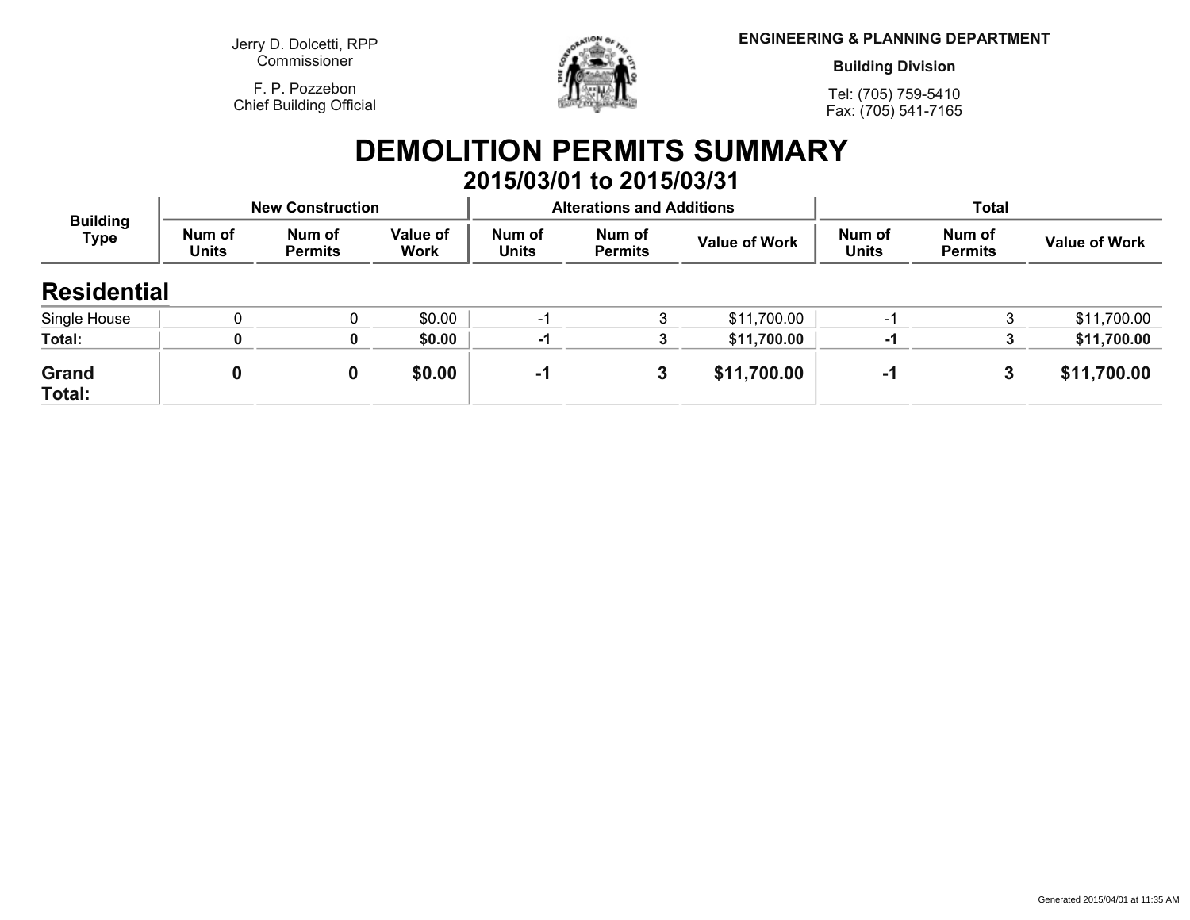Jerry D. Dolcetti, RPP
Commissioner

F. P. Pozzebon
Chief Building Official

**ENGINEERING & PLANNING DEPARTMENT**

**Building Division**

Tel: (705) 759-5410
Fax: (705) 541-7165

# DEMOLITION PERMITS SUMMARY

## 2015/03/01 to 2015/03/31

| Building Type | New Construction | | | Alterations and Additions | | | Total | | |
|---|---|---|---|---|---|---|---|---|---|
| | Num of Units | Num of Permits | Value of Work | Num of Units | Num of Permits | Value of Work | Num of Units | Num of Permits | Value of Work |
| **Residential** | | | | | | | | | |
| Single House | 0 | 0 | $0.00 | -1 | 3 | $11,700.00 | -1 | 3 | $11,700.00 |
| **Total:** | **0** | **0** | **$0.00** | **-1** | **3** | **$11,700.00** | **-1** | **3** | **$11,700.00** |
| **Grand Total:** | **0** | **0** | **$0.00** | **-1** | **3** | **$11,700.00** | **-1** | **3** | **$11,700.00** |

Generated 2015/04/01 at 11:35 AM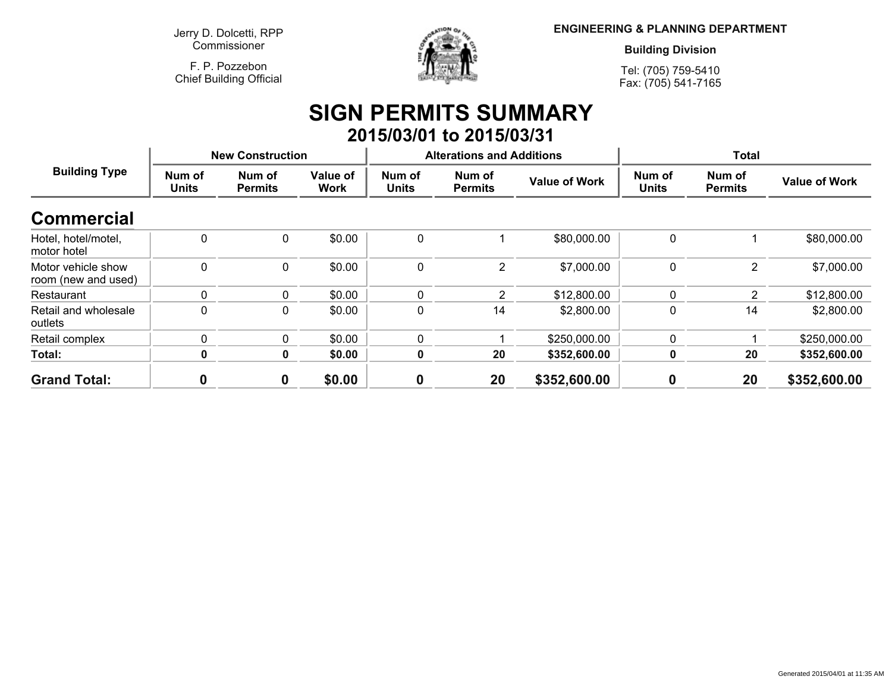Jerry D. Dolcetti, RPP
Commissioner

F. P. Pozzebon
Chief Building Official

**ENGINEERING & PLANNING DEPARTMENT**

**Building Division**

Tel: (705) 759-5410
Fax: (705) 541-7165

# SIGN PERMITS SUMMARY

## 2015/03/01 to 2015/03/31

| Building Type | New Construction | | | Alterations and Additions | | | Total | | |
|---|---|---|---|---|---|---|---|---|---|
| | Num of Units | Num of Permits | Value of Work | Num of Units | Num of Permits | Value of Work | Num of Units | Num of Permits | Value of Work |
| **Commercial** | | | | | | | | | |
| Hotel, hotel/motel, motor hotel | 0 | 0 | $0.00 | 0 | 1 | $80,000.00 | 0 | 1 | $80,000.00 |
| Motor vehicle show room (new and used) | 0 | 0 | $0.00 | 0 | 2 | $7,000.00 | 0 | 2 | $7,000.00 |
| Restaurant | 0 | 0 | $0.00 | 0 | 2 | $12,800.00 | 0 | 2 | $12,800.00 |
| Retail and wholesale outlets | 0 | 0 | $0.00 | 0 | 14 | $2,800.00 | 0 | 14 | $2,800.00 |
| Retail complex | 0 | 0 | $0.00 | 0 | 1 | $250,000.00 | 0 | 1 | $250,000.00 |
| **Total:** | **0** | **0** | **$0.00** | **0** | **20** | **$352,600.00** | **0** | **20** | **$352,600.00** |
| **Grand Total:** | **0** | **0** | **$0.00** | **0** | **20** | **$352,600.00** | **0** | **20** | **$352,600.00** |

Generated 2015/04/01 at 11:35 AM